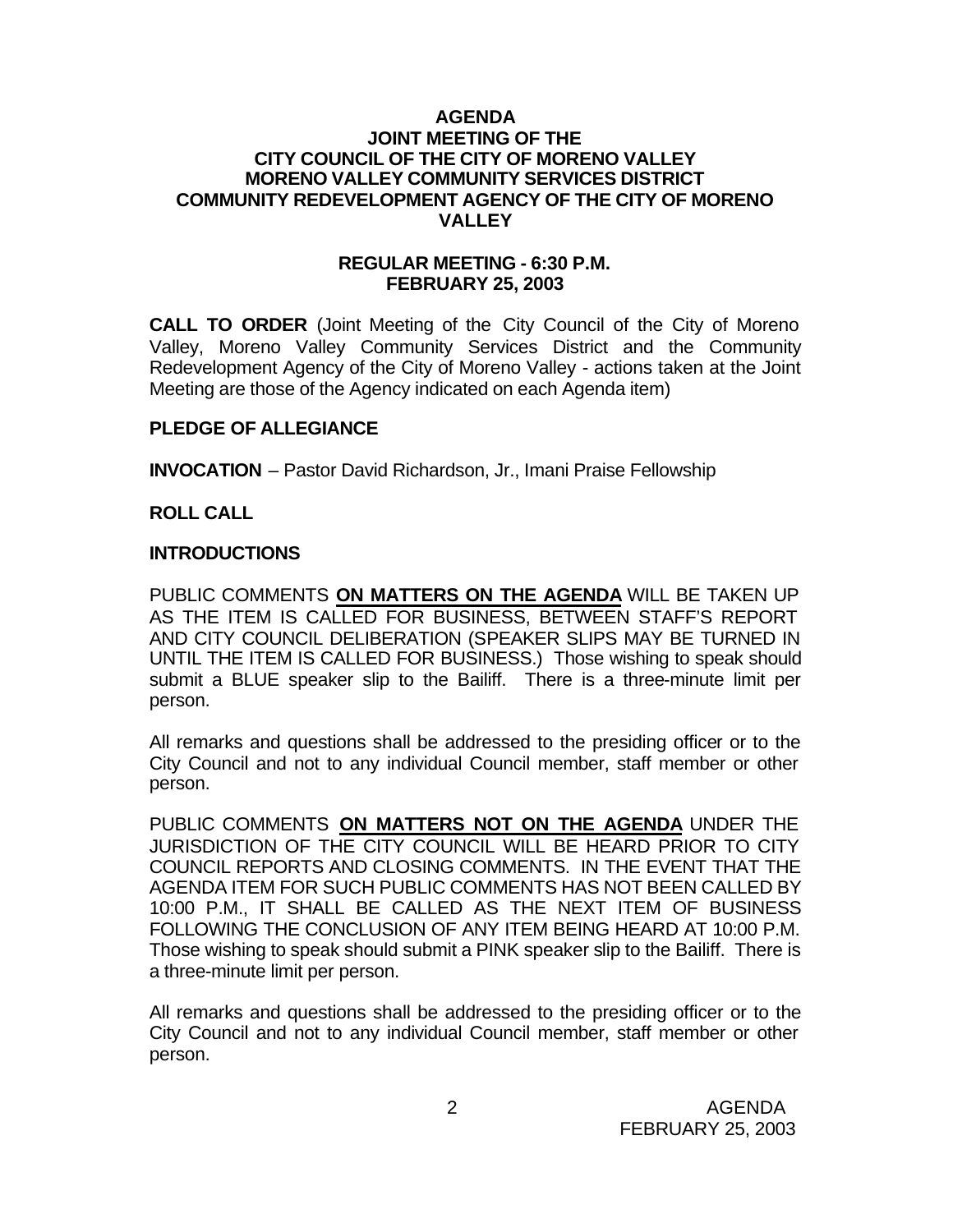# AGENDA
## JOINT MEETING OF THE CITY COUNCIL OF THE CITY OF MORENO VALLEY MORENO VALLEY COMMUNITY SERVICES DISTRICT COMMUNITY REDEVELOPMENT AGENCY OF THE CITY OF MORENO VALLEY

### REGULAR MEETING - 6:30 P.M.
### FEBRUARY 25, 2003

**CALL TO ORDER** (Joint Meeting of the City Council of the City of Moreno Valley, Moreno Valley Community Services District and the Community Redevelopment Agency of the City of Moreno Valley - actions taken at the Joint Meeting are those of the Agency indicated on each Agenda item)

**PLEDGE OF ALLEGIANCE**

**INVOCATION** – Pastor David Richardson, Jr., Imani Praise Fellowship

**ROLL CALL**

**INTRODUCTIONS**

PUBLIC COMMENTS **ON MATTERS ON THE AGENDA** WILL BE TAKEN UP AS THE ITEM IS CALLED FOR BUSINESS, BETWEEN STAFF'S REPORT AND CITY COUNCIL DELIBERATION (SPEAKER SLIPS MAY BE TURNED IN UNTIL THE ITEM IS CALLED FOR BUSINESS.) Those wishing to speak should submit a BLUE speaker slip to the Bailiff. There is a three-minute limit per person.

All remarks and questions shall be addressed to the presiding officer or to the City Council and not to any individual Council member, staff member or other person.

PUBLIC COMMENTS **ON MATTERS NOT ON THE AGENDA** UNDER THE JURISDICTION OF THE CITY COUNCIL WILL BE HEARD PRIOR TO CITY COUNCIL REPORTS AND CLOSING COMMENTS. IN THE EVENT THAT THE AGENDA ITEM FOR SUCH PUBLIC COMMENTS HAS NOT BEEN CALLED BY 10:00 P.M., IT SHALL BE CALLED AS THE NEXT ITEM OF BUSINESS FOLLOWING THE CONCLUSION OF ANY ITEM BEING HEARD AT 10:00 P.M. Those wishing to speak should submit a PINK speaker slip to the Bailiff. There is a three-minute limit per person.

All remarks and questions shall be addressed to the presiding officer or to the City Council and not to any individual Council member, staff member or other person.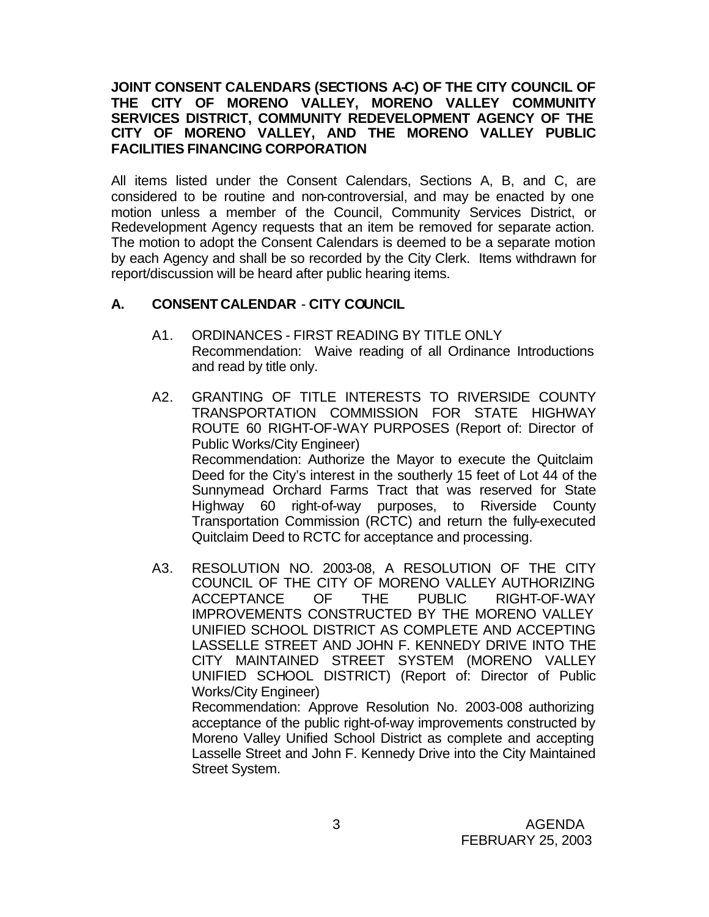**JOINT CONSENT CALENDARS (SECTIONS A-C) OF THE CITY COUNCIL OF THE CITY OF MORENO VALLEY, MORENO VALLEY COMMUNITY SERVICES DISTRICT, COMMUNITY REDEVELOPMENT AGENCY OF THE CITY OF MORENO VALLEY, AND THE MORENO VALLEY PUBLIC FACILITIES FINANCING CORPORATION**

All items listed under the Consent Calendars, Sections A, B, and C, are considered to be routine and non-controversial, and may be enacted by one motion unless a member of the Council, Community Services District, or Redevelopment Agency requests that an item be removed for separate action. The motion to adopt the Consent Calendars is deemed to be a separate motion by each Agency and shall be so recorded by the City Clerk. Items withdrawn for report/discussion will be heard after public hearing items.

## A. CONSENT CALENDAR - CITY COUNCIL

A1. ORDINANCES - FIRST READING BY TITLE ONLY
Recommendation: Waive reading of all Ordinance Introductions and read by title only.

A2. GRANTING OF TITLE INTERESTS TO RIVERSIDE COUNTY TRANSPORTATION COMMISSION FOR STATE HIGHWAY ROUTE 60 RIGHT-OF-WAY PURPOSES (Report of: Director of Public Works/City Engineer)
Recommendation: Authorize the Mayor to execute the Quitclaim Deed for the City's interest in the southerly 15 feet of Lot 44 of the Sunnymead Orchard Farms Tract that was reserved for State Highway 60 right-of-way purposes, to Riverside County Transportation Commission (RCTC) and return the fully-executed Quitclaim Deed to RCTC for acceptance and processing.

A3. RESOLUTION NO. 2003-08, A RESOLUTION OF THE CITY COUNCIL OF THE CITY OF MORENO VALLEY AUTHORIZING ACCEPTANCE OF THE PUBLIC RIGHT-OF-WAY IMPROVEMENTS CONSTRUCTED BY THE MORENO VALLEY UNIFIED SCHOOL DISTRICT AS COMPLETE AND ACCEPTING LASSELLE STREET AND JOHN F. KENNEDY DRIVE INTO THE CITY MAINTAINED STREET SYSTEM (MORENO VALLEY UNIFIED SCHOOL DISTRICT) (Report of: Director of Public Works/City Engineer)
Recommendation: Approve Resolution No. 2003-008 authorizing acceptance of the public right-of-way improvements constructed by Moreno Valley Unified School District as complete and accepting Lasselle Street and John F. Kennedy Drive into the City Maintained Street System.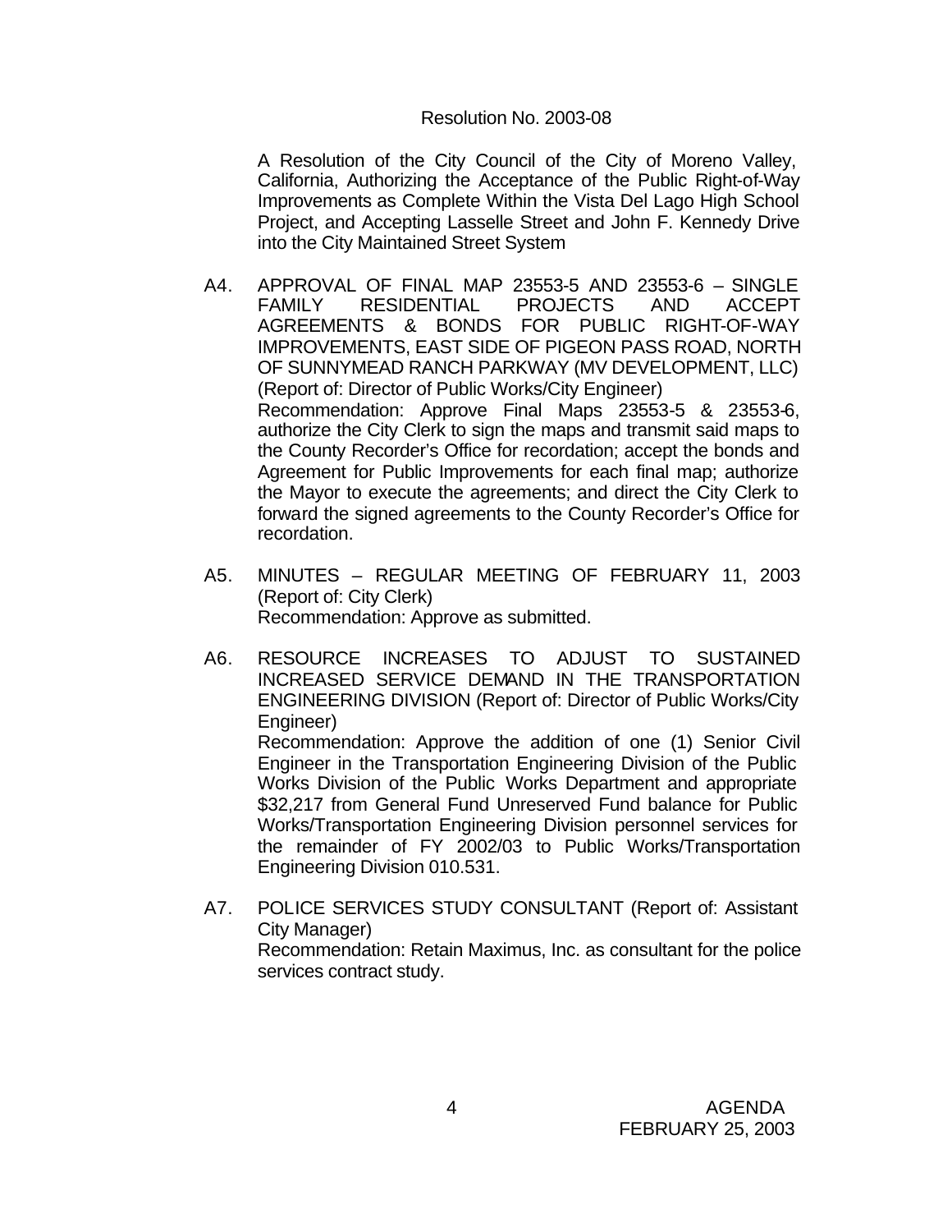Resolution No. 2003-08

A Resolution of the City Council of the City of Moreno Valley, California, Authorizing the Acceptance of the Public Right-of-Way Improvements as Complete Within the Vista Del Lago High School Project, and Accepting Lasselle Street and John F. Kennedy Drive into the City Maintained Street System

A4. APPROVAL OF FINAL MAP 23553-5 AND 23553-6 – SINGLE FAMILY RESIDENTIAL PROJECTS AND ACCEPT AGREEMENTS & BONDS FOR PUBLIC RIGHT-OF-WAY IMPROVEMENTS, EAST SIDE OF PIGEON PASS ROAD, NORTH OF SUNNYMEAD RANCH PARKWAY (MV DEVELOPMENT, LLC) (Report of: Director of Public Works/City Engineer)
Recommendation: Approve Final Maps 23553-5 & 23553-6, authorize the City Clerk to sign the maps and transmit said maps to the County Recorder's Office for recordation; accept the bonds and Agreement for Public Improvements for each final map; authorize the Mayor to execute the agreements; and direct the City Clerk to forward the signed agreements to the County Recorder's Office for recordation.

A5. MINUTES – REGULAR MEETING OF FEBRUARY 11, 2003 (Report of: City Clerk)
Recommendation: Approve as submitted.

A6. RESOURCE INCREASES TO ADJUST TO SUSTAINED INCREASED SERVICE DEMAND IN THE TRANSPORTATION ENGINEERING DIVISION (Report of: Director of Public Works/City Engineer)
Recommendation: Approve the addition of one (1) Senior Civil Engineer in the Transportation Engineering Division of the Public Works Division of the Public Works Department and appropriate $32,217 from General Fund Unreserved Fund balance for Public Works/Transportation Engineering Division personnel services for the remainder of FY 2002/03 to Public Works/Transportation Engineering Division 010.531.

A7. POLICE SERVICES STUDY CONSULTANT (Report of: Assistant City Manager)
Recommendation: Retain Maximus, Inc. as consultant for the police services contract study.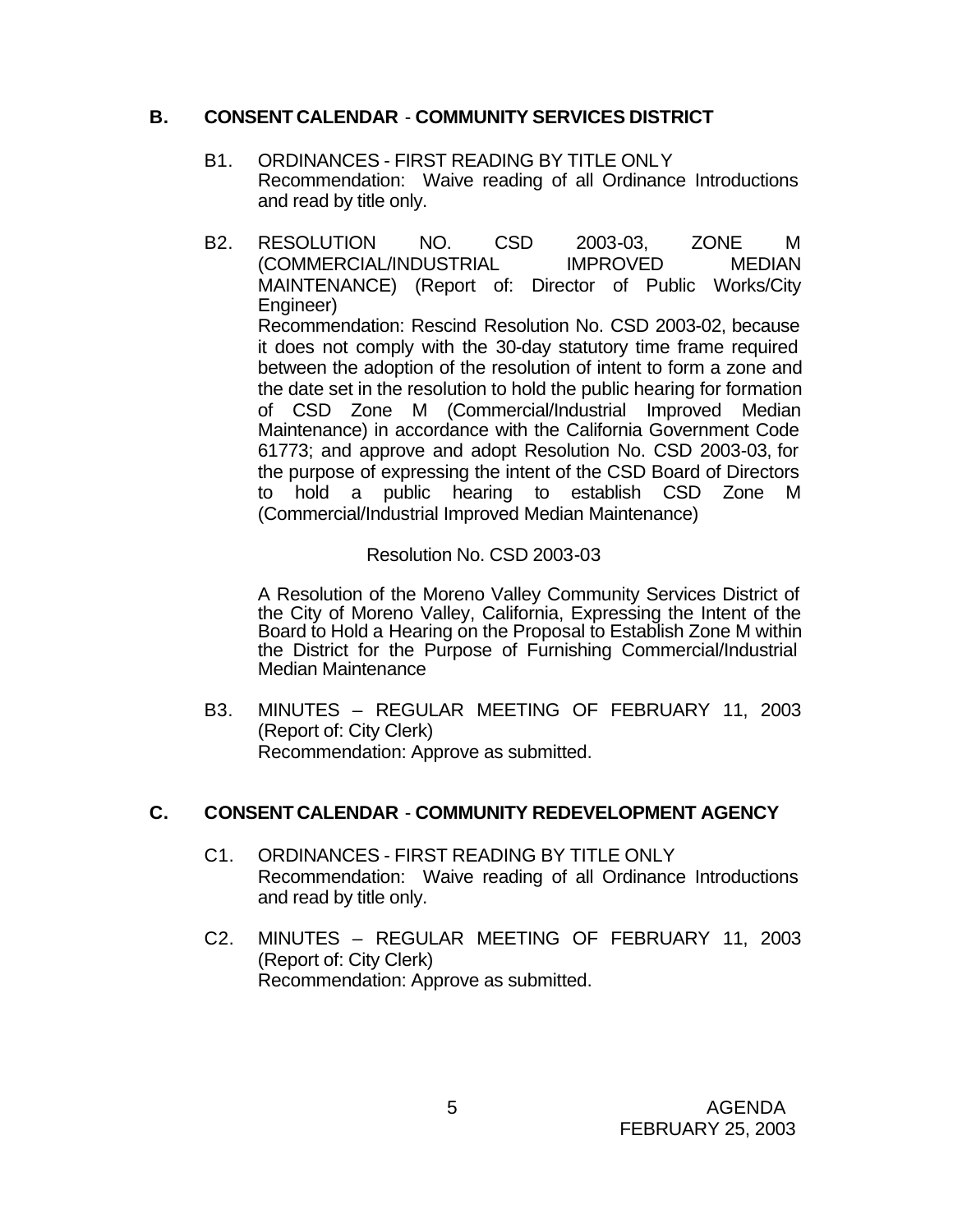## B. CONSENT CALENDAR - COMMUNITY SERVICES DISTRICT

B1. ORDINANCES - FIRST READING BY TITLE ONLY
Recommendation: Waive reading of all Ordinance Introductions and read by title only.

B2. RESOLUTION NO. CSD 2003-03, ZONE M (COMMERCIAL/INDUSTRIAL IMPROVED MEDIAN MAINTENANCE) (Report of: Director of Public Works/City Engineer)
Recommendation: Rescind Resolution No. CSD 2003-02, because it does not comply with the 30-day statutory time frame required between the adoption of the resolution of intent to form a zone and the date set in the resolution to hold the public hearing for formation of CSD Zone M (Commercial/Industrial Improved Median Maintenance) in accordance with the California Government Code 61773; and approve and adopt Resolution No. CSD 2003-03, for the purpose of expressing the intent of the CSD Board of Directors to hold a public hearing to establish CSD Zone M (Commercial/Industrial Improved Median Maintenance)

Resolution No. CSD 2003-03

A Resolution of the Moreno Valley Community Services District of the City of Moreno Valley, California, Expressing the Intent of the Board to Hold a Hearing on the Proposal to Establish Zone M within the District for the Purpose of Furnishing Commercial/Industrial Median Maintenance

B3. MINUTES – REGULAR MEETING OF FEBRUARY 11, 2003 (Report of: City Clerk)
Recommendation: Approve as submitted.

## C. CONSENT CALENDAR - COMMUNITY REDEVELOPMENT AGENCY

C1. ORDINANCES - FIRST READING BY TITLE ONLY
Recommendation: Waive reading of all Ordinance Introductions and read by title only.

C2. MINUTES – REGULAR MEETING OF FEBRUARY 11, 2003 (Report of: City Clerk)
Recommendation: Approve as submitted.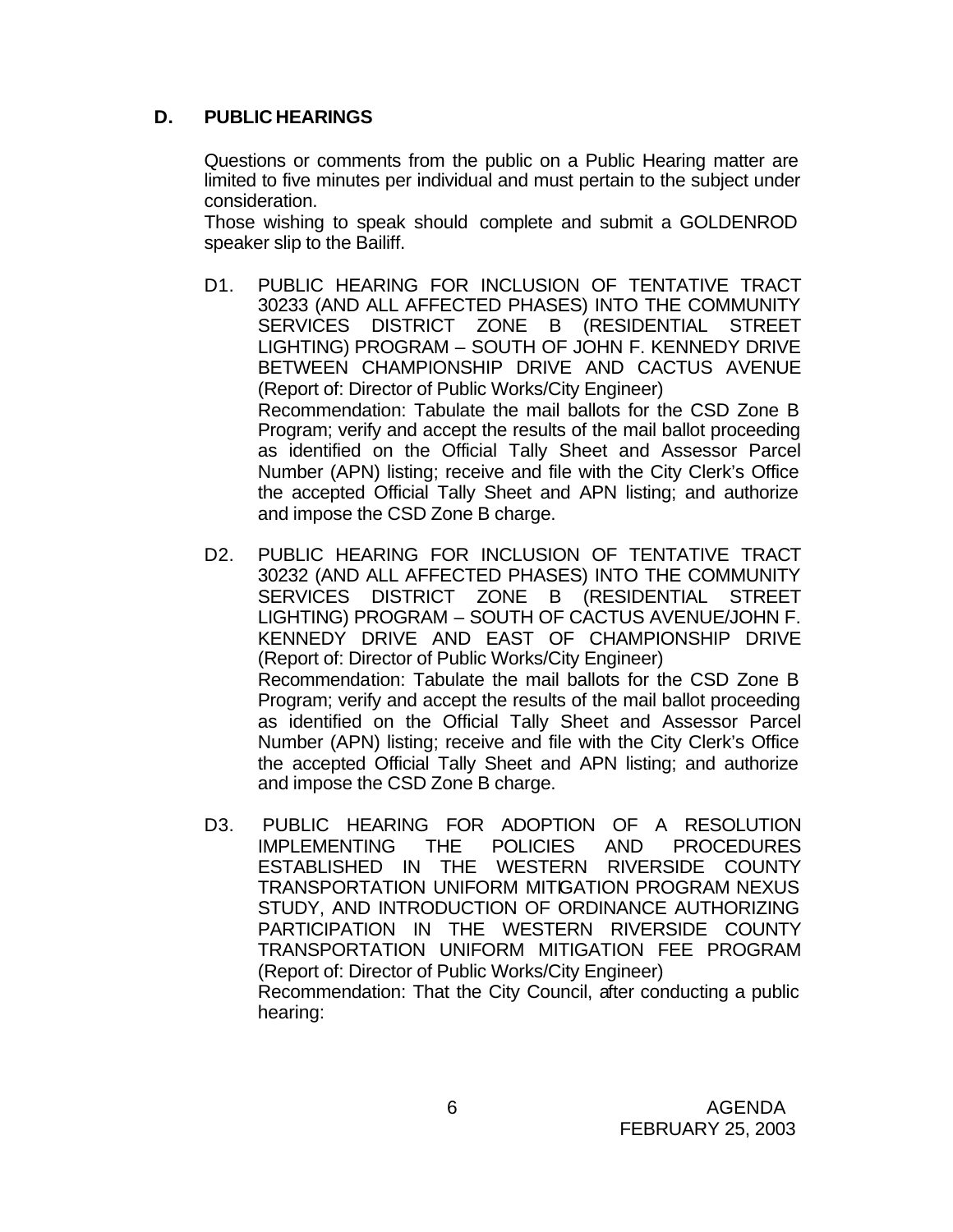## D. PUBLIC HEARINGS

Questions or comments from the public on a Public Hearing matter are limited to five minutes per individual and must pertain to the subject under consideration.

Those wishing to speak should complete and submit a GOLDENROD speaker slip to the Bailiff.

D1. PUBLIC HEARING FOR INCLUSION OF TENTATIVE TRACT 30233 (AND ALL AFFECTED PHASES) INTO THE COMMUNITY SERVICES DISTRICT ZONE B (RESIDENTIAL STREET LIGHTING) PROGRAM – SOUTH OF JOHN F. KENNEDY DRIVE BETWEEN CHAMPIONSHIP DRIVE AND CACTUS AVENUE (Report of: Director of Public Works/City Engineer)
Recommendation: Tabulate the mail ballots for the CSD Zone B Program; verify and accept the results of the mail ballot proceeding as identified on the Official Tally Sheet and Assessor Parcel Number (APN) listing; receive and file with the City Clerk's Office the accepted Official Tally Sheet and APN listing; and authorize and impose the CSD Zone B charge.

D2. PUBLIC HEARING FOR INCLUSION OF TENTATIVE TRACT 30232 (AND ALL AFFECTED PHASES) INTO THE COMMUNITY SERVICES DISTRICT ZONE B (RESIDENTIAL STREET LIGHTING) PROGRAM – SOUTH OF CACTUS AVENUE/JOHN F. KENNEDY DRIVE AND EAST OF CHAMPIONSHIP DRIVE (Report of: Director of Public Works/City Engineer)
Recommendation: Tabulate the mail ballots for the CSD Zone B Program; verify and accept the results of the mail ballot proceeding as identified on the Official Tally Sheet and Assessor Parcel Number (APN) listing; receive and file with the City Clerk's Office the accepted Official Tally Sheet and APN listing; and authorize and impose the CSD Zone B charge.

D3. PUBLIC HEARING FOR ADOPTION OF A RESOLUTION IMPLEMENTING THE POLICIES AND PROCEDURES ESTABLISHED IN THE WESTERN RIVERSIDE COUNTY TRANSPORTATION UNIFORM MITIGATION PROGRAM NEXUS STUDY, AND INTRODUCTION OF ORDINANCE AUTHORIZING PARTICIPATION IN THE WESTERN RIVERSIDE COUNTY TRANSPORTATION UNIFORM MITIGATION FEE PROGRAM (Report of: Director of Public Works/City Engineer)
Recommendation: That the City Council, after conducting a public hearing: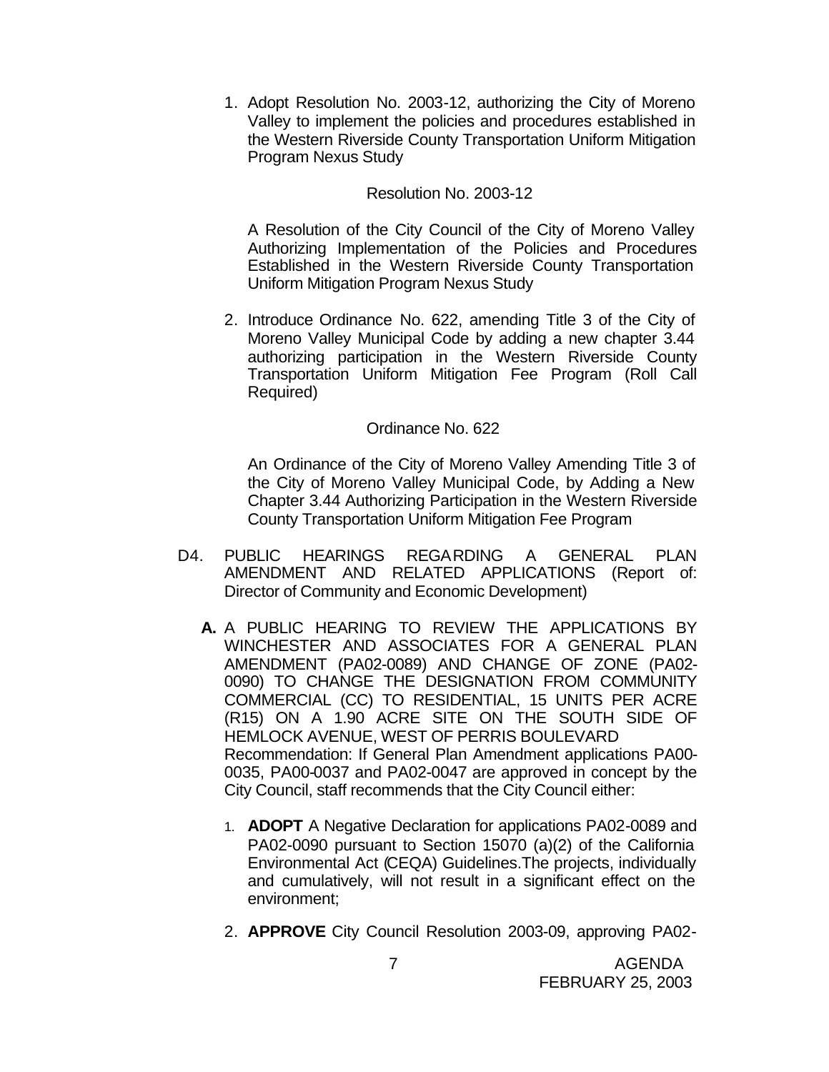1. Adopt Resolution No. 2003-12, authorizing the City of Moreno Valley to implement the policies and procedures established in the Western Riverside County Transportation Uniform Mitigation Program Nexus Study

   Resolution No. 2003-12

   A Resolution of the City Council of the City of Moreno Valley Authorizing Implementation of the Policies and Procedures Established in the Western Riverside County Transportation Uniform Mitigation Program Nexus Study

2. Introduce Ordinance No. 622, amending Title 3 of the City of Moreno Valley Municipal Code by adding a new chapter 3.44 authorizing participation in the Western Riverside County Transportation Uniform Mitigation Fee Program (Roll Call Required)

   Ordinance No. 622

   An Ordinance of the City of Moreno Valley Amending Title 3 of the City of Moreno Valley Municipal Code, by Adding a New Chapter 3.44 Authorizing Participation in the Western Riverside County Transportation Uniform Mitigation Fee Program

D4. PUBLIC HEARINGS REGARDING A GENERAL PLAN AMENDMENT AND RELATED APPLICATIONS (Report of: Director of Community and Economic Development)

**A.** A PUBLIC HEARING TO REVIEW THE APPLICATIONS BY WINCHESTER AND ASSOCIATES FOR A GENERAL PLAN AMENDMENT (PA02-0089) AND CHANGE OF ZONE (PA02-0090) TO CHANGE THE DESIGNATION FROM COMMUNITY COMMERCIAL (CC) TO RESIDENTIAL, 15 UNITS PER ACRE (R15) ON A 1.90 ACRE SITE ON THE SOUTH SIDE OF HEMLOCK AVENUE, WEST OF PERRIS BOULEVARD
Recommendation: If General Plan Amendment applications PA00-0035, PA00-0037 and PA02-0047 are approved in concept by the City Council, staff recommends that the City Council either:

1. **ADOPT** A Negative Declaration for applications PA02-0089 and PA02-0090 pursuant to Section 15070 (a)(2) of the California Environmental Act (CEQA) Guidelines.The projects, individually and cumulatively, will not result in a significant effect on the environment;

2. **APPROVE** City Council Resolution 2003-09, approving PA02-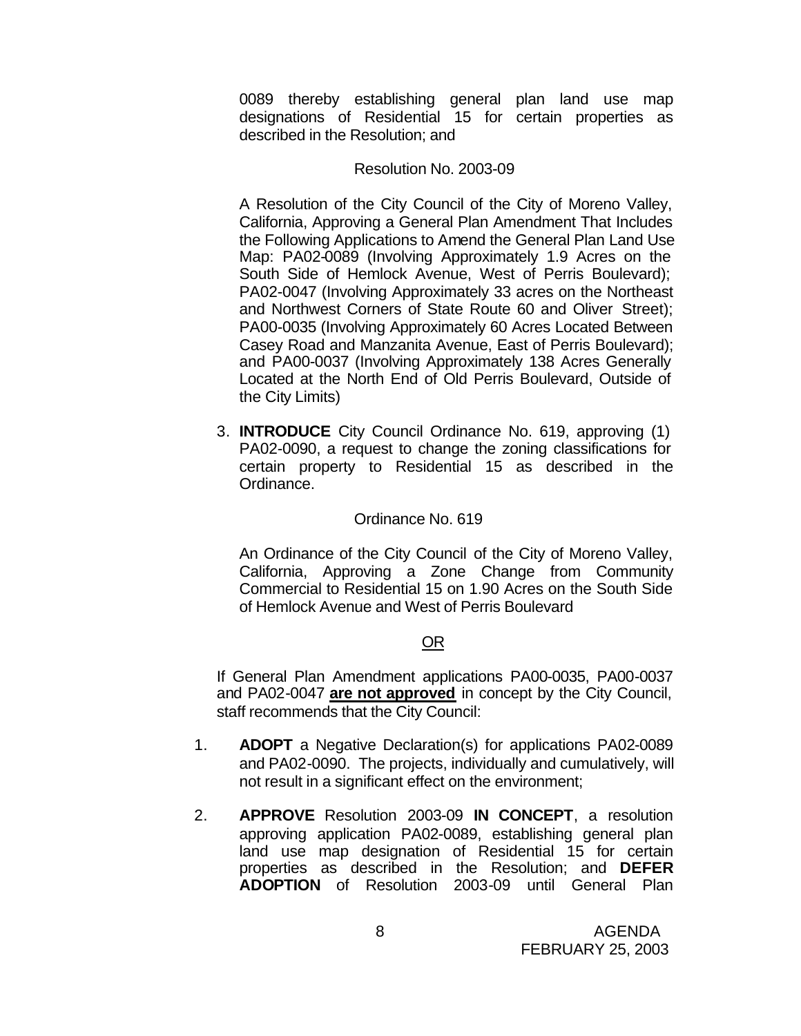0089 thereby establishing general plan land use map designations of Residential 15 for certain properties as described in the Resolution; and

Resolution No. 2003-09

A Resolution of the City Council of the City of Moreno Valley, California, Approving a General Plan Amendment That Includes the Following Applications to Amend the General Plan Land Use Map: PA02-0089 (Involving Approximately 1.9 Acres on the South Side of Hemlock Avenue, West of Perris Boulevard); PA02-0047 (Involving Approximately 33 acres on the Northeast and Northwest Corners of State Route 60 and Oliver Street); PA00-0035 (Involving Approximately 60 Acres Located Between Casey Road and Manzanita Avenue, East of Perris Boulevard); and PA00-0037 (Involving Approximately 138 Acres Generally Located at the North End of Old Perris Boulevard, Outside of the City Limits)

3. **INTRODUCE** City Council Ordinance No. 619, approving (1) PA02-0090, a request to change the zoning classifications for certain property to Residential 15 as described in the Ordinance.

Ordinance No. 619

An Ordinance of the City Council of the City of Moreno Valley, California, Approving a Zone Change from Community Commercial to Residential 15 on 1.90 Acres on the South Side of Hemlock Avenue and West of Perris Boulevard

<u>OR</u>

If General Plan Amendment applications PA00-0035, PA00-0037 and PA02-0047 **<u>are not approved</u>** in concept by the City Council, staff recommends that the City Council:

1. **ADOPT** a Negative Declaration(s) for applications PA02-0089 and PA02-0090. The projects, individually and cumulatively, will not result in a significant effect on the environment;

2. **APPROVE** Resolution 2003-09 **IN CONCEPT**, a resolution approving application PA02-0089, establishing general plan land use map designation of Residential 15 for certain properties as described in the Resolution; and **DEFER ADOPTION** of Resolution 2003-09 until General Plan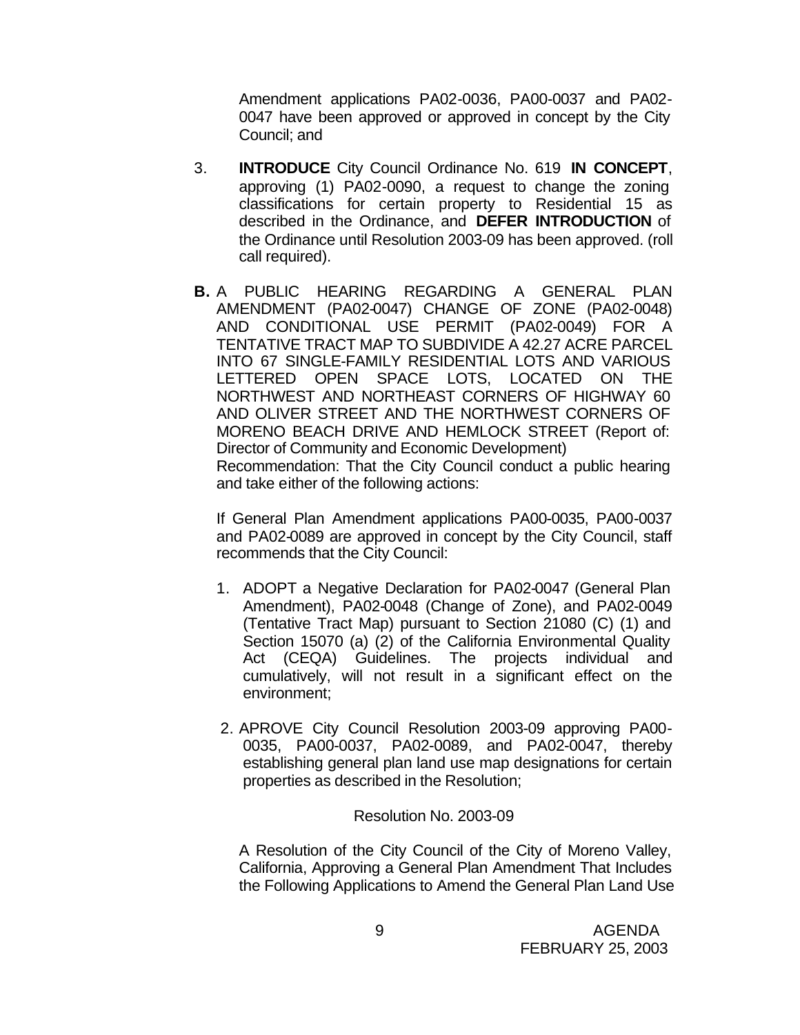Amendment applications PA02-0036, PA00-0037 and PA02-0047 have been approved or approved in concept by the City Council; and

3. **INTRODUCE** City Council Ordinance No. 619 **IN CONCEPT**, approving (1) PA02-0090, a request to change the zoning classifications for certain property to Residential 15 as described in the Ordinance, and **DEFER INTRODUCTION** of the Ordinance until Resolution 2003-09 has been approved. (roll call required).

**B.** A PUBLIC HEARING REGARDING A GENERAL PLAN AMENDMENT (PA02-0047) CHANGE OF ZONE (PA02-0048) AND CONDITIONAL USE PERMIT (PA02-0049) FOR A TENTATIVE TRACT MAP TO SUBDIVIDE A 42.27 ACRE PARCEL INTO 67 SINGLE-FAMILY RESIDENTIAL LOTS AND VARIOUS LETTERED OPEN SPACE LOTS, LOCATED ON THE NORTHWEST AND NORTHEAST CORNERS OF HIGHWAY 60 AND OLIVER STREET AND THE NORTHWEST CORNERS OF MORENO BEACH DRIVE AND HEMLOCK STREET (Report of: Director of Community and Economic Development)
Recommendation: That the City Council conduct a public hearing and take either of the following actions:

If General Plan Amendment applications PA00-0035, PA00-0037 and PA02-0089 are approved in concept by the City Council, staff recommends that the City Council:

1. ADOPT a Negative Declaration for PA02-0047 (General Plan Amendment), PA02-0048 (Change of Zone), and PA02-0049 (Tentative Tract Map) pursuant to Section 21080 (C) (1) and Section 15070 (a) (2) of the California Environmental Quality Act (CEQA) Guidelines. The projects individual and cumulatively, will not result in a significant effect on the environment;

2. APROVE City Council Resolution 2003-09 approving PA00-0035, PA00-0037, PA02-0089, and PA02-0047, thereby establishing general plan land use map designations for certain properties as described in the Resolution;

Resolution No. 2003-09

A Resolution of the City Council of the City of Moreno Valley, California, Approving a General Plan Amendment That Includes the Following Applications to Amend the General Plan Land Use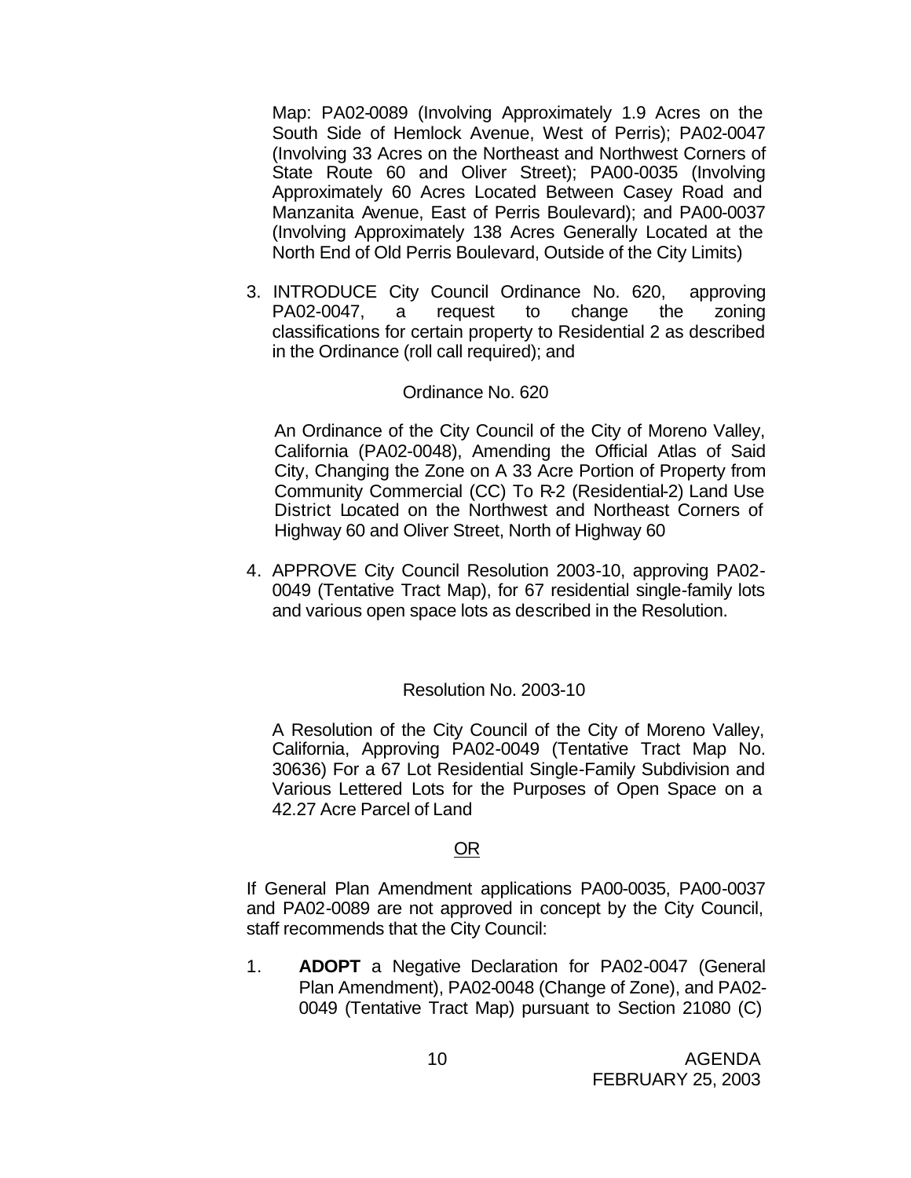Map: PA02-0089 (Involving Approximately 1.9 Acres on the South Side of Hemlock Avenue, West of Perris); PA02-0047 (Involving 33 Acres on the Northeast and Northwest Corners of State Route 60 and Oliver Street); PA00-0035 (Involving Approximately 60 Acres Located Between Casey Road and Manzanita Avenue, East of Perris Boulevard); and PA00-0037 (Involving Approximately 138 Acres Generally Located at the North End of Old Perris Boulevard, Outside of the City Limits)

3. INTRODUCE City Council Ordinance No. 620, approving PA02-0047, a request to change the zoning classifications for certain property to Residential 2 as described in the Ordinance (roll call required); and

   Ordinance No. 620

   An Ordinance of the City Council of the City of Moreno Valley, California (PA02-0048), Amending the Official Atlas of Said City, Changing the Zone on A 33 Acre Portion of Property from Community Commercial (CC) To R-2 (Residential-2) Land Use District Located on the Northwest and Northeast Corners of Highway 60 and Oliver Street, North of Highway 60

4. APPROVE City Council Resolution 2003-10, approving PA02-0049 (Tentative Tract Map), for 67 residential single-family lots and various open space lots as described in the Resolution.

   Resolution No. 2003-10

   A Resolution of the City Council of the City of Moreno Valley, California, Approving PA02-0049 (Tentative Tract Map No. 30636) For a 67 Lot Residential Single-Family Subdivision and Various Lettered Lots for the Purposes of Open Space on a 42.27 Acre Parcel of Land

OR

If General Plan Amendment applications PA00-0035, PA00-0037 and PA02-0089 are not approved in concept by the City Council, staff recommends that the City Council:

1. **ADOPT** a Negative Declaration for PA02-0047 (General Plan Amendment), PA02-0048 (Change of Zone), and PA02-0049 (Tentative Tract Map) pursuant to Section 21080 (C)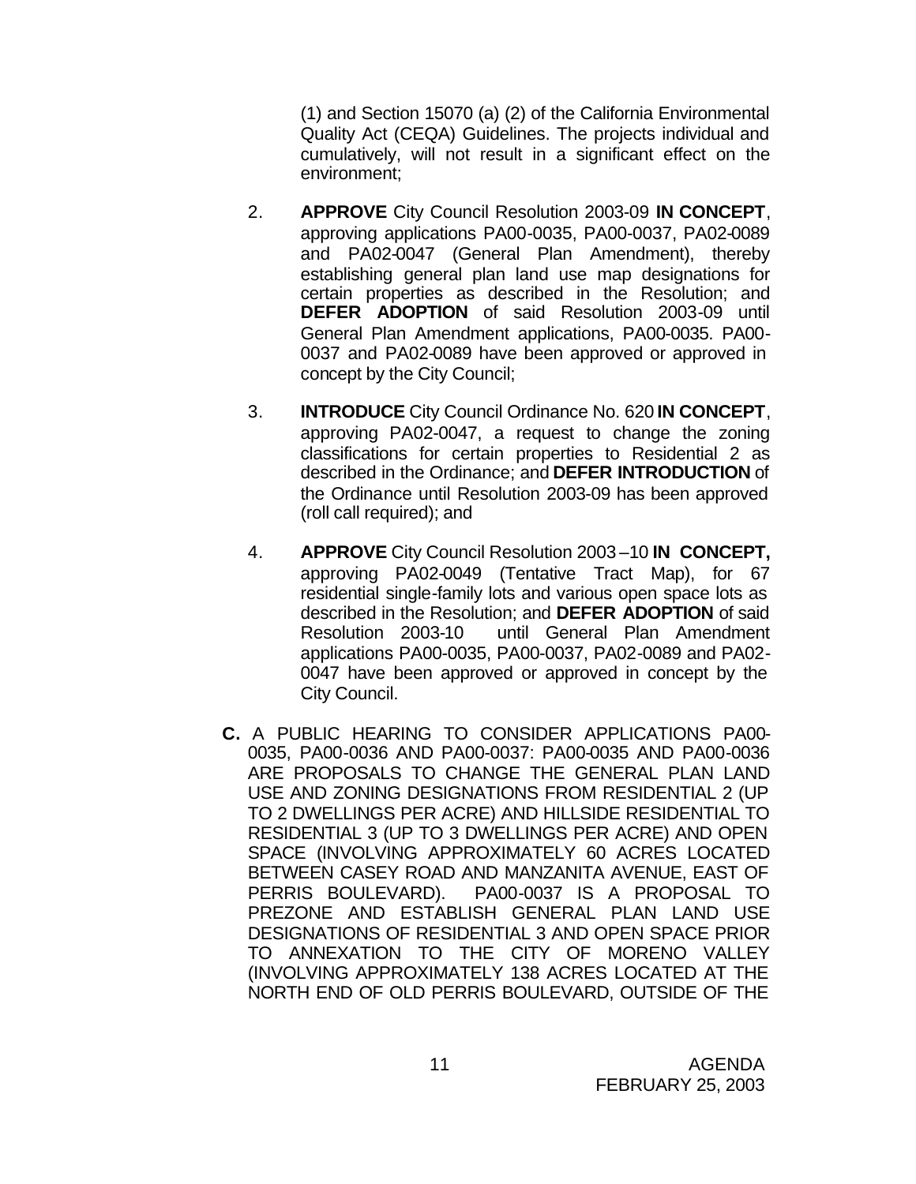(1) and Section 15070 (a) (2) of the California Environmental Quality Act (CEQA) Guidelines. The projects individual and cumulatively, will not result in a significant effect on the environment;

2. **APPROVE** City Council Resolution 2003-09 **IN CONCEPT**, approving applications PA00-0035, PA00-0037, PA02-0089 and PA02-0047 (General Plan Amendment), thereby establishing general plan land use map designations for certain properties as described in the Resolution; and **DEFER ADOPTION** of said Resolution 2003-09 until General Plan Amendment applications, PA00-0035. PA00-0037 and PA02-0089 have been approved or approved in concept by the City Council;

3. **INTRODUCE** City Council Ordinance No. 620 **IN CONCEPT**, approving PA02-0047, a request to change the zoning classifications for certain properties to Residential 2 as described in the Ordinance; and **DEFER INTRODUCTION** of the Ordinance until Resolution 2003-09 has been approved (roll call required); and

4. **APPROVE** City Council Resolution 2003–10 **IN CONCEPT,** approving PA02-0049 (Tentative Tract Map), for 67 residential single-family lots and various open space lots as described in the Resolution; and **DEFER ADOPTION** of said Resolution 2003-10 until General Plan Amendment applications PA00-0035, PA00-0037, PA02-0089 and PA02-0047 have been approved or approved in concept by the City Council.

**C.** A PUBLIC HEARING TO CONSIDER APPLICATIONS PA00-0035, PA00-0036 AND PA00-0037: PA00-0035 AND PA00-0036 ARE PROPOSALS TO CHANGE THE GENERAL PLAN LAND USE AND ZONING DESIGNATIONS FROM RESIDENTIAL 2 (UP TO 2 DWELLINGS PER ACRE) AND HILLSIDE RESIDENTIAL TO RESIDENTIAL 3 (UP TO 3 DWELLINGS PER ACRE) AND OPEN SPACE (INVOLVING APPROXIMATELY 60 ACRES LOCATED BETWEEN CASEY ROAD AND MANZANITA AVENUE, EAST OF PERRIS BOULEVARD). PA00-0037 IS A PROPOSAL TO PREZONE AND ESTABLISH GENERAL PLAN LAND USE DESIGNATIONS OF RESIDENTIAL 3 AND OPEN SPACE PRIOR TO ANNEXATION TO THE CITY OF MORENO VALLEY (INVOLVING APPROXIMATELY 138 ACRES LOCATED AT THE NORTH END OF OLD PERRIS BOULEVARD, OUTSIDE OF THE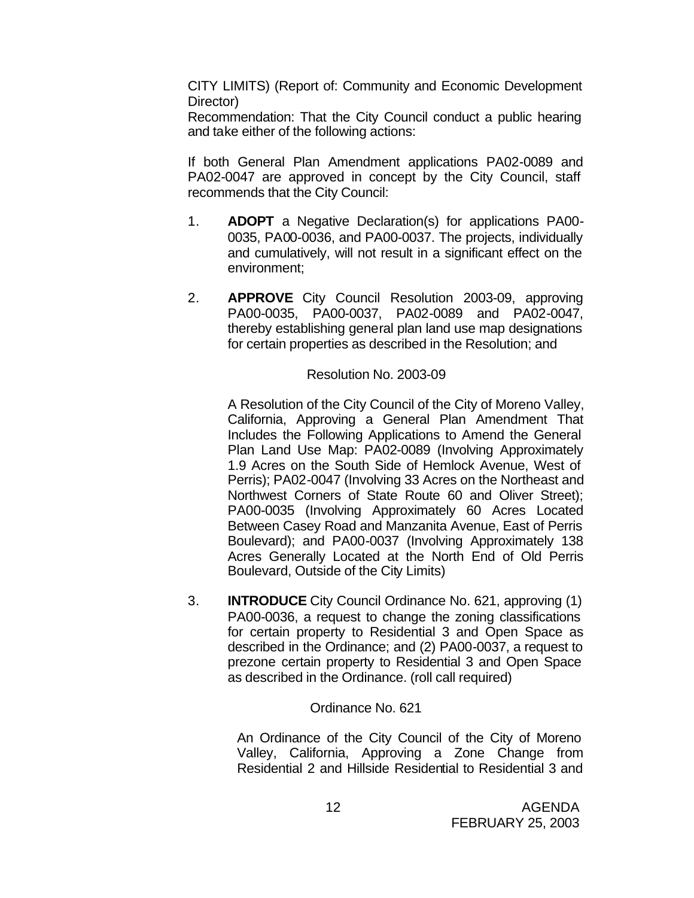CITY LIMITS) (Report of: Community and Economic Development Director)

Recommendation: That the City Council conduct a public hearing and take either of the following actions:

If both General Plan Amendment applications PA02-0089 and PA02-0047 are approved in concept by the City Council, staff recommends that the City Council:

1. **ADOPT** a Negative Declaration(s) for applications PA00-0035, PA00-0036, and PA00-0037. The projects, individually and cumulatively, will not result in a significant effect on the environment;

2. **APPROVE** City Council Resolution 2003-09, approving PA00-0035, PA00-0037, PA02-0089 and PA02-0047, thereby establishing general plan land use map designations for certain properties as described in the Resolution; and

   Resolution No. 2003-09

   A Resolution of the City Council of the City of Moreno Valley, California, Approving a General Plan Amendment That Includes the Following Applications to Amend the General Plan Land Use Map: PA02-0089 (Involving Approximately 1.9 Acres on the South Side of Hemlock Avenue, West of Perris); PA02-0047 (Involving 33 Acres on the Northeast and Northwest Corners of State Route 60 and Oliver Street); PA00-0035 (Involving Approximately 60 Acres Located Between Casey Road and Manzanita Avenue, East of Perris Boulevard); and PA00-0037 (Involving Approximately 138 Acres Generally Located at the North End of Old Perris Boulevard, Outside of the City Limits)

3. **INTRODUCE** City Council Ordinance No. 621, approving (1) PA00-0036, a request to change the zoning classifications for certain property to Residential 3 and Open Space as described in the Ordinance; and (2) PA00-0037, a request to prezone certain property to Residential 3 and Open Space as described in the Ordinance. (roll call required)

   Ordinance No. 621

   An Ordinance of the City Council of the City of Moreno Valley, California, Approving a Zone Change from Residential 2 and Hillside Residential to Residential 3 and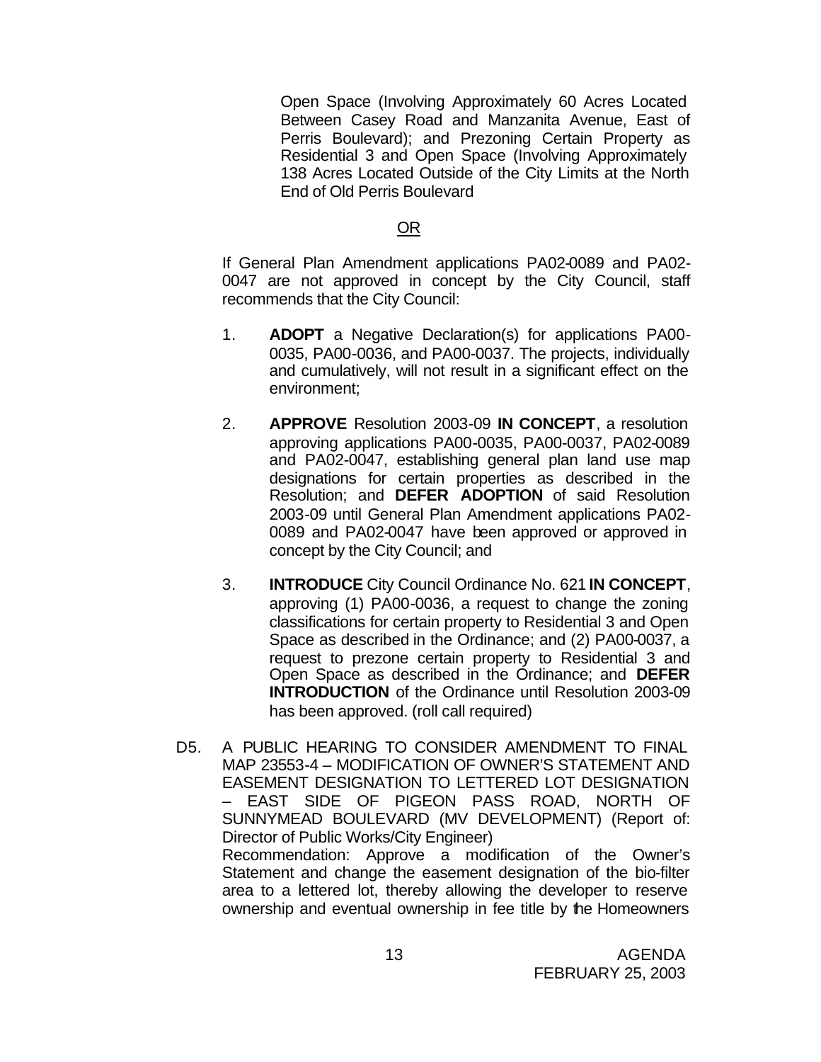Open Space (Involving Approximately 60 Acres Located Between Casey Road and Manzanita Avenue, East of Perris Boulevard); and Prezoning Certain Property as Residential 3 and Open Space (Involving Approximately 138 Acres Located Outside of the City Limits at the North End of Old Perris Boulevard

OR

If General Plan Amendment applications PA02-0089 and PA02-0047 are not approved in concept by the City Council, staff recommends that the City Council:

1. **ADOPT** a Negative Declaration(s) for applications PA00-0035, PA00-0036, and PA00-0037. The projects, individually and cumulatively, will not result in a significant effect on the environment;

2. **APPROVE** Resolution 2003-09 **IN CONCEPT**, a resolution approving applications PA00-0035, PA00-0037, PA02-0089 and PA02-0047, establishing general plan land use map designations for certain properties as described in the Resolution; and **DEFER ADOPTION** of said Resolution 2003-09 until General Plan Amendment applications PA02-0089 and PA02-0047 have been approved or approved in concept by the City Council; and

3. **INTRODUCE** City Council Ordinance No. 621 **IN CONCEPT**, approving (1) PA00-0036, a request to change the zoning classifications for certain property to Residential 3 and Open Space as described in the Ordinance; and (2) PA00-0037, a request to prezone certain property to Residential 3 and Open Space as described in the Ordinance; and **DEFER INTRODUCTION** of the Ordinance until Resolution 2003-09 has been approved. (roll call required)

D5. A PUBLIC HEARING TO CONSIDER AMENDMENT TO FINAL MAP 23553-4 – MODIFICATION OF OWNER'S STATEMENT AND EASEMENT DESIGNATION TO LETTERED LOT DESIGNATION – EAST SIDE OF PIGEON PASS ROAD, NORTH OF SUNNYMEAD BOULEVARD (MV DEVELOPMENT) (Report of: Director of Public Works/City Engineer)
Recommendation: Approve a modification of the Owner's Statement and change the easement designation of the bio-filter area to a lettered lot, thereby allowing the developer to reserve ownership and eventual ownership in fee title by the Homeowners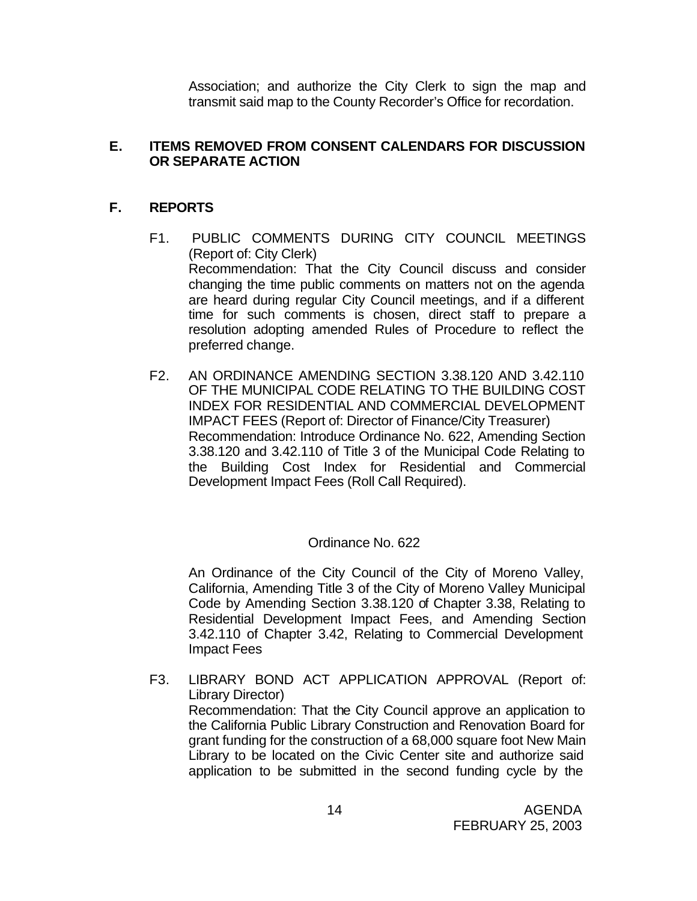Association; and authorize the City Clerk to sign the map and transmit said map to the County Recorder's Office for recordation.

## E. ITEMS REMOVED FROM CONSENT CALENDARS FOR DISCUSSION OR SEPARATE ACTION

## F. REPORTS

F1. PUBLIC COMMENTS DURING CITY COUNCIL MEETINGS (Report of: City Clerk)
Recommendation: That the City Council discuss and consider changing the time public comments on matters not on the agenda are heard during regular City Council meetings, and if a different time for such comments is chosen, direct staff to prepare a resolution adopting amended Rules of Procedure to reflect the preferred change.

F2. AN ORDINANCE AMENDING SECTION 3.38.120 AND 3.42.110 OF THE MUNICIPAL CODE RELATING TO THE BUILDING COST INDEX FOR RESIDENTIAL AND COMMERCIAL DEVELOPMENT IMPACT FEES (Report of: Director of Finance/City Treasurer)
Recommendation: Introduce Ordinance No. 622, Amending Section 3.38.120 and 3.42.110 of Title 3 of the Municipal Code Relating to the Building Cost Index for Residential and Commercial Development Impact Fees (Roll Call Required).

Ordinance No. 622

An Ordinance of the City Council of the City of Moreno Valley, California, Amending Title 3 of the City of Moreno Valley Municipal Code by Amending Section 3.38.120 of Chapter 3.38, Relating to Residential Development Impact Fees, and Amending Section 3.42.110 of Chapter 3.42, Relating to Commercial Development Impact Fees

F3. LIBRARY BOND ACT APPLICATION APPROVAL (Report of: Library Director)
Recommendation: That the City Council approve an application to the California Public Library Construction and Renovation Board for grant funding for the construction of a 68,000 square foot New Main Library to be located on the Civic Center site and authorize said application to be submitted in the second funding cycle by the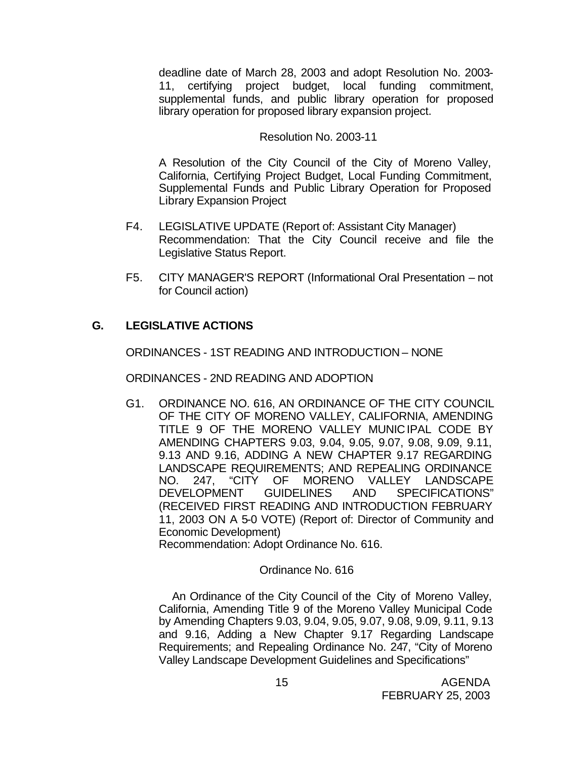deadline date of March 28, 2003 and adopt Resolution No. 2003-11, certifying project budget, local funding commitment, supplemental funds, and public library operation for proposed library operation for proposed library expansion project.

Resolution No. 2003-11

A Resolution of the City Council of the City of Moreno Valley, California, Certifying Project Budget, Local Funding Commitment, Supplemental Funds and Public Library Operation for Proposed Library Expansion Project

F4. LEGISLATIVE UPDATE (Report of: Assistant City Manager)
Recommendation: That the City Council receive and file the Legislative Status Report.

F5. CITY MANAGER'S REPORT (Informational Oral Presentation – not for Council action)

## G. LEGISLATIVE ACTIONS

ORDINANCES - 1ST READING AND INTRODUCTION – NONE

ORDINANCES - 2ND READING AND ADOPTION

G1. ORDINANCE NO. 616, AN ORDINANCE OF THE CITY COUNCIL OF THE CITY OF MORENO VALLEY, CALIFORNIA, AMENDING TITLE 9 OF THE MORENO VALLEY MUNICIPAL CODE BY AMENDING CHAPTERS 9.03, 9.04, 9.05, 9.07, 9.08, 9.09, 9.11, 9.13 AND 9.16, ADDING A NEW CHAPTER 9.17 REGARDING LANDSCAPE REQUIREMENTS; AND REPEALING ORDINANCE NO. 247, "CITY OF MORENO VALLEY LANDSCAPE DEVELOPMENT GUIDELINES AND SPECIFICATIONS" (RECEIVED FIRST READING AND INTRODUCTION FEBRUARY 11, 2003 ON A 5-0 VOTE) (Report of: Director of Community and Economic Development)
Recommendation: Adopt Ordinance No. 616.

Ordinance No. 616

An Ordinance of the City Council of the City of Moreno Valley, California, Amending Title 9 of the Moreno Valley Municipal Code by Amending Chapters 9.03, 9.04, 9.05, 9.07, 9.08, 9.09, 9.11, 9.13 and 9.16, Adding a New Chapter 9.17 Regarding Landscape Requirements; and Repealing Ordinance No. 247, "City of Moreno Valley Landscape Development Guidelines and Specifications"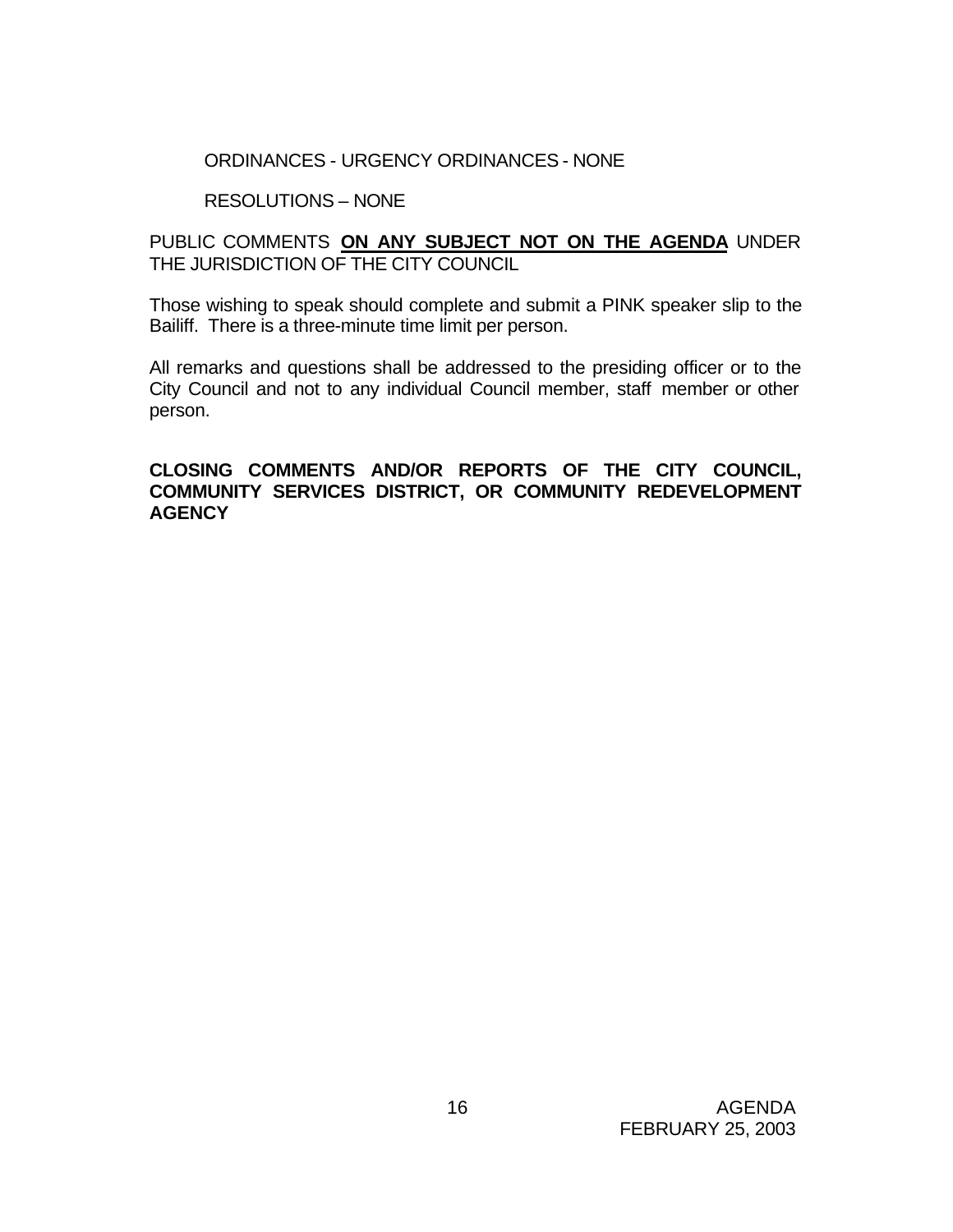ORDINANCES - URGENCY ORDINANCES - NONE

RESOLUTIONS – NONE

PUBLIC COMMENTS **ON ANY SUBJECT NOT ON THE AGENDA** UNDER THE JURISDICTION OF THE CITY COUNCIL

Those wishing to speak should complete and submit a PINK speaker slip to the Bailiff. There is a three-minute time limit per person.

All remarks and questions shall be addressed to the presiding officer or to the City Council and not to any individual Council member, staff member or other person.

**CLOSING COMMENTS AND/OR REPORTS OF THE CITY COUNCIL, COMMUNITY SERVICES DISTRICT, OR COMMUNITY REDEVELOPMENT AGENCY**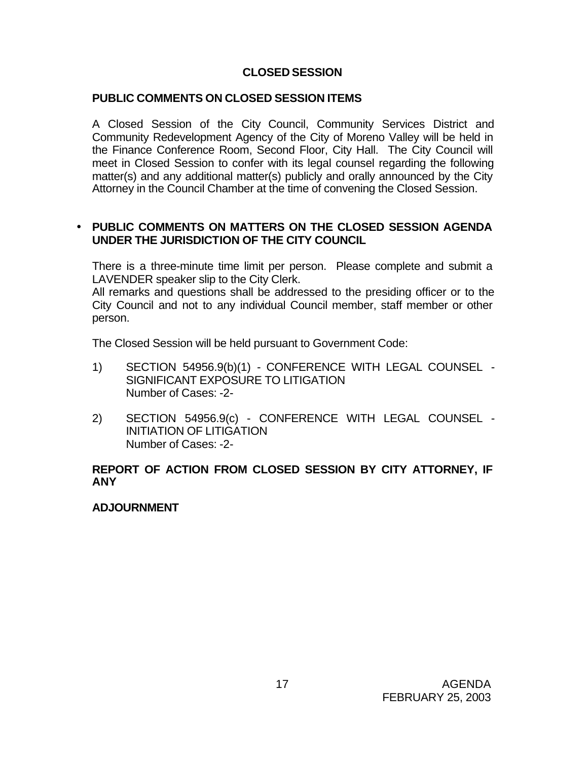## CLOSED SESSION

**PUBLIC COMMENTS ON CLOSED SESSION ITEMS**

A Closed Session of the City Council, Community Services District and Community Redevelopment Agency of the City of Moreno Valley will be held in the Finance Conference Room, Second Floor, City Hall. The City Council will meet in Closed Session to confer with its legal counsel regarding the following matter(s) and any additional matter(s) publicly and orally announced by the City Attorney in the Council Chamber at the time of convening the Closed Session.

- **PUBLIC COMMENTS ON MATTERS ON THE CLOSED SESSION AGENDA UNDER THE JURISDICTION OF THE CITY COUNCIL**

There is a three-minute time limit per person. Please complete and submit a LAVENDER speaker slip to the City Clerk.
All remarks and questions shall be addressed to the presiding officer or to the City Council and not to any individual Council member, staff member or other person.

The Closed Session will be held pursuant to Government Code:

1) SECTION 54956.9(b)(1) - CONFERENCE WITH LEGAL COUNSEL - SIGNIFICANT EXPOSURE TO LITIGATION
Number of Cases: -2-

2) SECTION 54956.9(c) - CONFERENCE WITH LEGAL COUNSEL - INITIATION OF LITIGATION
Number of Cases: -2-

**REPORT OF ACTION FROM CLOSED SESSION BY CITY ATTORNEY, IF ANY**

**ADJOURNMENT**